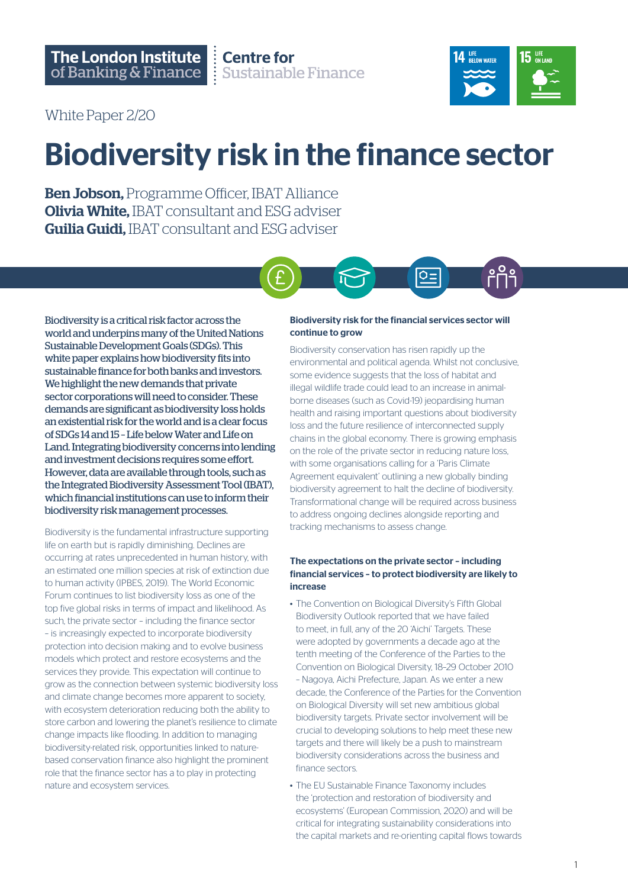The London Institute of Banking & Finance | Centre for Sustainable Finance

White Paper 2/20

# Biodiversity risk in the finance sector

**Ben Jobson,** Programme Officer, IBAT Alliance
**Olivia White,** IBAT consultant and ESG adviser
**Guilia Guidi,** IBAT consultant and ESG adviser

Biodiversity is a critical risk factor across the world and underpins many of the United Nations Sustainable Development Goals (SDGs). This white paper explains how biodiversity fits into sustainable finance for both banks and investors. We highlight the new demands that private sector corporations will need to consider. These demands are significant as biodiversity loss holds an existential risk for the world and is a clear focus of SDGs 14 and 15 – Life below Water and Life on Land. Integrating biodiversity concerns into lending and investment decisions requires some effort. However, data are available through tools, such as the Integrated Biodiversity Assessment Tool (IBAT), which financial institutions can use to inform their biodiversity risk management processes.

Biodiversity is the fundamental infrastructure supporting life on earth but is rapidly diminishing. Declines are occurring at rates unprecedented in human history, with an estimated one million species at risk of extinction due to human activity (IPBES, 2019). The World Economic Forum continues to list biodiversity loss as one of the top five global risks in terms of impact and likelihood. As such, the private sector – including the finance sector – is increasingly expected to incorporate biodiversity protection into decision making and to evolve business models which protect and restore ecosystems and the services they provide. This expectation will continue to grow as the connection between systemic biodiversity loss and climate change becomes more apparent to society, with ecosystem deterioration reducing both the ability to store carbon and lowering the planet's resilience to climate change impacts like flooding. In addition to managing biodiversity-related risk, opportunities linked to nature-based conservation finance also highlight the prominent role that the finance sector has a to play in protecting nature and ecosystem services.

**Biodiversity risk for the financial services sector will continue to grow**

Biodiversity conservation has risen rapidly up the environmental and political agenda. Whilst not conclusive, some evidence suggests that the loss of habitat and illegal wildlife trade could lead to an increase in animal-borne diseases (such as Covid-19) jeopardising human health and raising important questions about biodiversity loss and the future resilience of interconnected supply chains in the global economy. There is growing emphasis on the role of the private sector in reducing nature loss, with some organisations calling for a 'Paris Climate Agreement equivalent' outlining a new globally binding biodiversity agreement to halt the decline of biodiversity. Transformational change will be required across business to address ongoing declines alongside reporting and tracking mechanisms to assess change.

**The expectations on the private sector – including financial services – to protect biodiversity are likely to increase**

- The Convention on Biological Diversity's Fifth Global Biodiversity Outlook reported that we have failed to meet, in full, any of the 20 'Aichi' Targets. These were adopted by governments a decade ago at the tenth meeting of the Conference of the Parties to the Convention on Biological Diversity, 18–29 October 2010 – Nagoya, Aichi Prefecture, Japan. As we enter a new decade, the Conference of the Parties for the Convention on Biological Diversity will set new ambitious global biodiversity targets. Private sector involvement will be crucial to developing solutions to help meet these new targets and there will likely be a push to mainstream biodiversity considerations across the business and finance sectors.
- The EU Sustainable Finance Taxonomy includes the 'protection and restoration of biodiversity and ecosystems' (European Commission, 2020) and will be critical for integrating sustainability considerations into the capital markets and re-orienting capital flows towards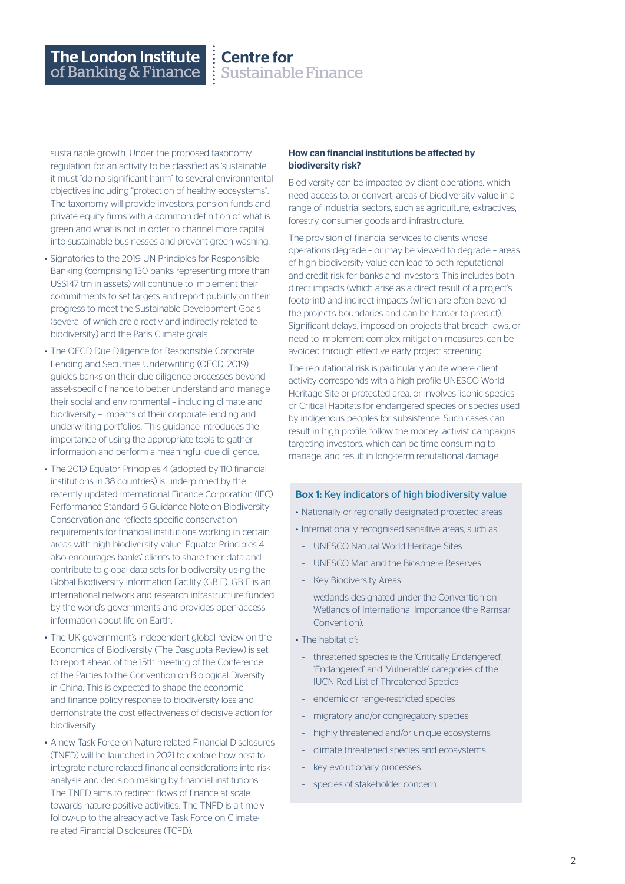sustainable growth. Under the proposed taxonomy regulation, for an activity to be classified as 'sustainable' it must "do no significant harm" to several environmental objectives including "protection of healthy ecosystems". The taxonomy will provide investors, pension funds and private equity firms with a common definition of what is green and what is not in order to channel more capital into sustainable businesses and prevent green washing.

- Signatories to the 2019 UN Principles for Responsible Banking (comprising 130 banks representing more than US$147 trn in assets) will continue to implement their commitments to set targets and report publicly on their progress to meet the Sustainable Development Goals (several of which are directly and indirectly related to biodiversity) and the Paris Climate goals.
- The OECD Due Diligence for Responsible Corporate Lending and Securities Underwriting (OECD, 2019) guides banks on their due diligence processes beyond asset-specific finance to better understand and manage their social and environmental – including climate and biodiversity – impacts of their corporate lending and underwriting portfolios. This guidance introduces the importance of using the appropriate tools to gather information and perform a meaningful due diligence.
- The 2019 Equator Principles 4 (adopted by 110 financial institutions in 38 countries) is underpinned by the recently updated International Finance Corporation (IFC) Performance Standard 6 Guidance Note on Biodiversity Conservation and reflects specific conservation requirements for financial institutions working in certain areas with high biodiversity value. Equator Principles 4 also encourages banks' clients to share their data and contribute to global data sets for biodiversity using the Global Biodiversity Information Facility (GBIF). GBIF is an international network and research infrastructure funded by the world's governments and provides open-access information about life on Earth.
- The UK government's independent global review on the Economics of Biodiversity (The Dasgupta Review) is set to report ahead of the 15th meeting of the Conference of the Parties to the Convention on Biological Diversity in China. This is expected to shape the economic and finance policy response to biodiversity loss and demonstrate the cost effectiveness of decisive action for biodiversity.
- A new Task Force on Nature related Financial Disclosures (TNFD) will be launched in 2021 to explore how best to integrate nature-related financial considerations into risk analysis and decision making by financial institutions. The TNFD aims to redirect flows of finance at scale towards nature-positive activities. The TNFD is a timely follow-up to the already active Task Force on Climate-related Financial Disclosures (TCFD).

**How can financial institutions be affected by biodiversity risk?**

Biodiversity can be impacted by client operations, which need access to, or convert, areas of biodiversity value in a range of industrial sectors, such as agriculture, extractives, forestry, consumer goods and infrastructure.

The provision of financial services to clients whose operations degrade – or may be viewed to degrade – areas of high biodiversity value can lead to both reputational and credit risk for banks and investors. This includes both direct impacts (which arise as a direct result of a project's footprint) and indirect impacts (which are often beyond the project's boundaries and can be harder to predict). Significant delays, imposed on projects that breach laws, or need to implement complex mitigation measures, can be avoided through effective early project screening.

The reputational risk is particularly acute where client activity corresponds with a high profile UNESCO World Heritage Site or protected area, or involves 'iconic species' or Critical Habitats for endangered species or species used by indigenous peoples for subsistence. Such cases can result in high profile 'follow the money' activist campaigns targeting investors, which can be time consuming to manage, and result in long-term reputational damage.

**Box 1:** Key indicators of high biodiversity value

- Nationally or regionally designated protected areas
- Internationally recognised sensitive areas, such as:
  - UNESCO Natural World Heritage Sites
  - UNESCO Man and the Biosphere Reserves
  - Key Biodiversity Areas
  - wetlands designated under the Convention on Wetlands of International Importance (the Ramsar Convention).
- The habitat of:
  - threatened species ie the 'Critically Endangered', 'Endangered' and 'Vulnerable' categories of the IUCN Red List of Threatened Species
  - endemic or range-restricted species
  - migratory and/or congregatory species
  - highly threatened and/or unique ecosystems
  - climate threatened species and ecosystems
  - key evolutionary processes
  - species of stakeholder concern.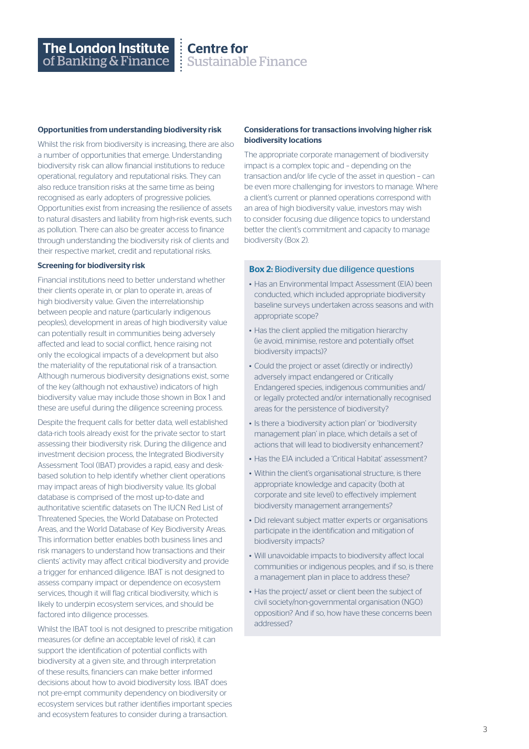### Opportunities from understanding biodiversity risk

Whilst the risk from biodiversity is increasing, there are also a number of opportunities that emerge. Understanding biodiversity risk can allow financial institutions to reduce operational, regulatory and reputational risks. They can also reduce transition risks at the same time as being recognised as early adopters of progressive policies. Opportunities exist from increasing the resilience of assets to natural disasters and liability from high-risk events, such as pollution. There can also be greater access to finance through understanding the biodiversity risk of clients and their respective market, credit and reputational risks.

### Screening for biodiversity risk

Financial institutions need to better understand whether their clients operate in, or plan to operate in, areas of high biodiversity value. Given the interrelationship between people and nature (particularly indigenous peoples), development in areas of high biodiversity value can potentially result in communities being adversely affected and lead to social conflict, hence raising not only the ecological impacts of a development but also the materiality of the reputational risk of a transaction. Although numerous biodiversity designations exist, some of the key (although not exhaustive) indicators of high biodiversity value may include those shown in Box 1 and these are useful during the diligence screening process.

Despite the frequent calls for better data, well established data-rich tools already exist for the private sector to start assessing their biodiversity risk. During the diligence and investment decision process, the Integrated Biodiversity Assessment Tool (IBAT) provides a rapid, easy and desk-based solution to help identify whether client operations may impact areas of high biodiversity value. Its global database is comprised of the most up-to-date and authoritative scientific datasets on The IUCN Red List of Threatened Species, the World Database on Protected Areas, and the World Database of Key Biodiversity Areas. This information better enables both business lines and risk managers to understand how transactions and their clients' activity may affect critical biodiversity and provide a trigger for enhanced diligence. IBAT is not designed to assess company impact or dependence on ecosystem services, though it will flag critical biodiversity, which is likely to underpin ecosystem services, and should be factored into diligence processes.

Whilst the IBAT tool is not designed to prescribe mitigation measures (or define an acceptable level of risk), it can support the identification of potential conflicts with biodiversity at a given site, and through interpretation of these results, financiers can make better informed decisions about how to avoid biodiversity loss. IBAT does not pre-empt community dependency on biodiversity or ecosystem services but rather identifies important species and ecosystem features to consider during a transaction.

### Considerations for transactions involving higher risk biodiversity locations

The appropriate corporate management of biodiversity impact is a complex topic and – depending on the transaction and/or life cycle of the asset in question – can be even more challenging for investors to manage. Where a client's current or planned operations correspond with an area of high biodiversity value, investors may wish to consider focusing due diligence topics to understand better the client's commitment and capacity to manage biodiversity (Box 2).

#### Box 2: Biodiversity due diligence questions

- Has an Environmental Impact Assessment (EIA) been conducted, which included appropriate biodiversity baseline surveys undertaken across seasons and with appropriate scope?
- Has the client applied the mitigation hierarchy (ie avoid, minimise, restore and potentially offset biodiversity impacts)?
- Could the project or asset (directly or indirectly) adversely impact endangered or Critically Endangered species, indigenous communities and/or legally protected and/or internationally recognised areas for the persistence of biodiversity?
- Is there a 'biodiversity action plan' or 'biodiversity management plan' in place, which details a set of actions that will lead to biodiversity enhancement?
- Has the EIA included a 'Critical Habitat' assessment?
- Within the client's organisational structure, is there appropriate knowledge and capacity (both at corporate and site level) to effectively implement biodiversity management arrangements?
- Did relevant subject matter experts or organisations participate in the identification and mitigation of biodiversity impacts?
- Will unavoidable impacts to biodiversity affect local communities or indigenous peoples, and if so, is there a management plan in place to address these?
- Has the project/ asset or client been the subject of civil society/non-governmental organisation (NGO) opposition? And if so, how have these concerns been addressed?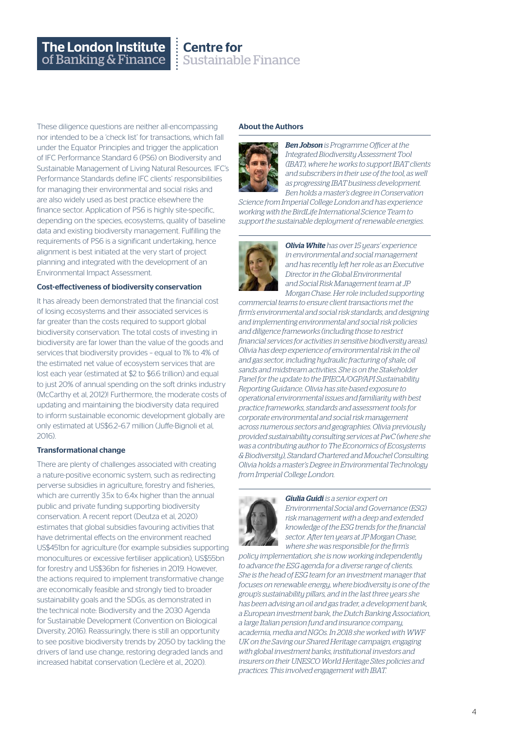These diligence questions are neither all-encompassing nor intended to be a 'check list' for transactions, which fall under the Equator Principles and trigger the application of IFC Performance Standard 6 (PS6) on Biodiversity and Sustainable Management of Living Natural Resources. IFC's Performance Standards define IFC clients' responsibilities for managing their environmental and social risks and are also widely used as best practice elsewhere the finance sector. Application of PS6 is highly site-specific, depending on the species, ecosystems, quality of baseline data and existing biodiversity management. Fulfilling the requirements of PS6 is a significant undertaking, hence alignment is best initiated at the very start of project planning and integrated with the development of an Environmental Impact Assessment.

### Cost-effectiveness of biodiversity conservation

It has already been demonstrated that the financial cost of losing ecosystems and their associated services is far greater than the costs required to support global biodiversity conservation. The total costs of investing in biodiversity are far lower than the value of the goods and services that biodiversity provides – equal to 1% to 4% of the estimated net value of ecosystem services that are lost each year (estimated at $2 to $6.6 trillion) and equal to just 20% of annual spending on the soft drinks industry (McCarthy et al, 2012)! Furthermore, the moderate costs of updating and maintaining the biodiversity data required to inform sustainable economic development globally are only estimated at US$6.2–6.7 million (Juffe-Bignoli et al, 2016).

### Transformational change

There are plenty of challenges associated with creating a nature-positive economic system, such as redirecting perverse subsidies in agriculture, forestry and fisheries, which are currently 3.5x to 6.4x higher than the annual public and private funding supporting biodiversity conservation. A recent report (Deutza et al, 2020) estimates that global subsidies favouring activities that have detrimental effects on the environment reached US$451bn for agriculture (for example subsidies supporting monocultures or excessive fertiliser application), US$55bn for forestry and US$36bn for fisheries in 2019. However, the actions required to implement transformative change are economically feasible and strongly tied to broader sustainability goals and the SDGs, as demonstrated in the technical note: Biodiversity and the 2030 Agenda for Sustainable Development (Convention on Biological Diversity, 2016). Reassuringly, there is still an opportunity to see positive biodiversity trends by 2050 by tackling the drivers of land use change, restoring degraded lands and increased habitat conservation (Leclère et al., 2020).

### About the Authors

***Ben Jobson*** *is Programme Officer at the Integrated Biodiversity Assessment Tool (IBAT), where he works to support IBAT clients and subscribers in their use of the tool, as well as progressing IBAT business development. Ben holds a master's degree in Conservation Science from Imperial College London and has experience working with the BirdLife International Science Team to support the sustainable deployment of renewable energies.*

***Olivia White*** *has over 15 years' experience in environmental and social management and has recently left her role as an Executive Director in the Global Environmental and Social Risk Management team at JP Morgan Chase. Her role included supporting commercial teams to ensure client transactions met the firm's environmental and social risk standards, and designing and implementing environmental and social risk policies and diligence frameworks (including those to restrict financial services for activities in sensitive biodiversity areas). Olivia has deep experience of environmental risk in the oil and gas sector, including hydraulic fracturing of shale, oil sands and midstream activities. She is on the Stakeholder Panel for the update to the IPIECA/OGP/API Sustainability Reporting Guidance. Olivia has site-based exposure to operational environmental issues and familiarity with best practice frameworks, standards and assessment tools for corporate environmental and social risk management across numerous sectors and geographies. Olivia previously provided sustainability consulting services at PwC (where she was a contributing author to The Economics of Ecosystems & Biodiversity), Standard Chartered and Mouchel Consulting. Olivia holds a master's Degree in Environmental Technology from Imperial College London.*

***Giulia Guidi*** *is a senior expert on Environmental Social and Governance (ESG) risk management with a deep and extended knowledge of the ESG trends for the financial sector. After ten years at JP Morgan Chase, where she was responsible for the firm's policy implementation, she is now working independently to advance the ESG agenda for a diverse range of clients. She is the head of ESG team for an investment manager that focuses on renewable energy, where biodiversity is one of the group's sustainability pillars, and in the last three years she has been advising an oil and gas trader, a development bank, a European investment bank, the Dutch Banking Association, a large Italian pension fund and insurance company, academia, media and NGOs. In 2018 she worked with WWF UK on the Saving our Shared Heritage campaign, engaging with global investment banks, institutional investors and insurers on their UNESCO World Heritage Sites policies and practices. This involved engagement with IBAT.*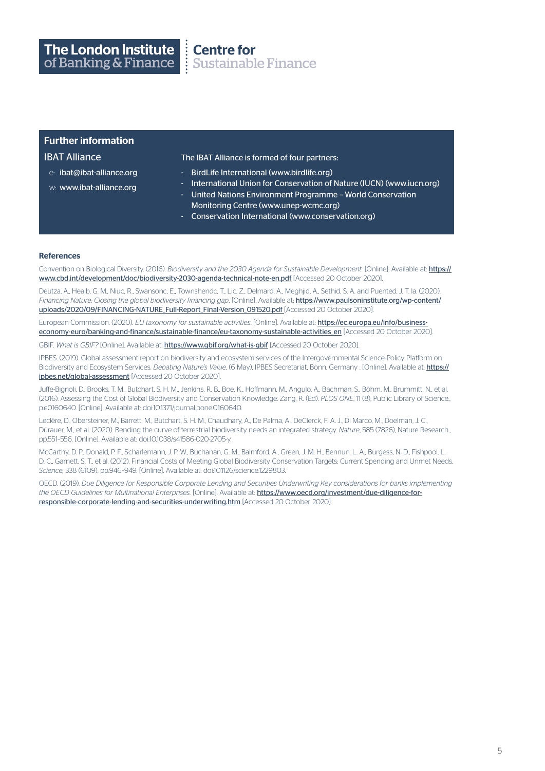## Further information

### IBAT Alliance

e: ibat@ibat-alliance.org

w: www.ibat-alliance.org

The IBAT Alliance is formed of four partners:

- BirdLife International (www.birdlife.org)
- International Union for Conservation of Nature (IUCN) (www.iucn.org)
- United Nations Environment Programme – World Conservation Monitoring Centre (www.unep-wcmc.org)
- Conservation International (www.conservation.org)

### References

Convention on Biological Diversity. (2016). *Biodiversity and the 2030 Agenda for Sustainable Development.* [Online]. Available at: https://www.cbd.int/development/doc/biodiversity-2030-agenda-technical-note-en.pdf [Accessed 20 October 2020].

Deutza, A., Healb, G. M., Niuc, R., Swansonc, E., Townshendc, T., Lic, Z., Delmard, A., Meghjid, A., Sethid, S. A. and Puented, J. T. la. (2020). *Financing Nature: Closing the global biodiversity financing gap.* [Online]. Available at: https://www.paulsoninstitute.org/wp-content/uploads/2020/09/FINANCING-NATURE_Full-Report_Final-Version_091520.pdf [Accessed 20 October 2020].

European Commission. (2020). *EU taxonomy for sustainable activities.* [Online]. Available at: https://ec.europa.eu/info/business-economy-euro/banking-and-finance/sustainable-finance/eu-taxonomy-sustainable-activities_en [Accessed 20 October 2020].

GBIF. *What is GBIF?* [Online]. Available at: https://www.gbif.org/what-is-gbif [Accessed 20 October 2020].

IPBES. (2019). Global assessment report on biodiversity and ecosystem services of the Intergovernmental Science-Policy Platform on Biodiversity and Ecosystem Services. *Debating Nature's Value,* (6 May), IPBES Secretariat, Bonn, Germany . [Online]. Available at: https://ipbes.net/global-assessment [Accessed 20 October 2020].

Juffe-Bignoli, D., Brooks, T. M., Butchart, S. H. M., Jenkins, R. B., Boe, K., Hoffmann, M., Angulo, A., Bachman, S., Böhm, M., Brummitt, N., et al. (2016). Assessing the Cost of Global Biodiversity and Conservation Knowledge. Zang, R. (Ed). *PLOS ONE*, 11 (8), Public Library of Science., p.e0160640. [Online]. Available at: doi:10.1371/journal.pone.0160640.

Leclère, D., Obersteiner, M., Barrett, M., Butchart, S. H. M., Chaudhary, A., De Palma, A., DeClerck, F. A. J., Di Marco, M., Doelman, J. C., Dürauer, M., et al. (2020). Bending the curve of terrestrial biodiversity needs an integrated strategy. *Nature*, 585 (7826), Nature Research., pp.551–556. [Online]. Available at: doi:10.1038/s41586-020-2705-y.

McCarthy, D. P., Donald, P. F., Scharlemann, J. P. W., Buchanan, G. M., Balmford, A., Green, J. M. H., Bennun, L. A., Burgess, N. D., Fishpool, L. D. C., Garnett, S. T., et al. (2012). Financial Costs of Meeting Global Biodiversity Conservation Targets: Current Spending and Unmet Needs. *Science*, 338 (6109), pp.946–949. [Online]. Available at: doi:10.1126/science.1229803.

OECD. (2019). *Due Diligence for Responsible Corporate Lending and Securities Underwriting Key considerations for banks implementing the OECD Guidelines for Multinational Enterprises.* [Online]. Available at: https://www.oecd.org/investment/due-diligence-for-responsible-corporate-lending-and-securities-underwriting.htm [Accessed 20 October 2020].